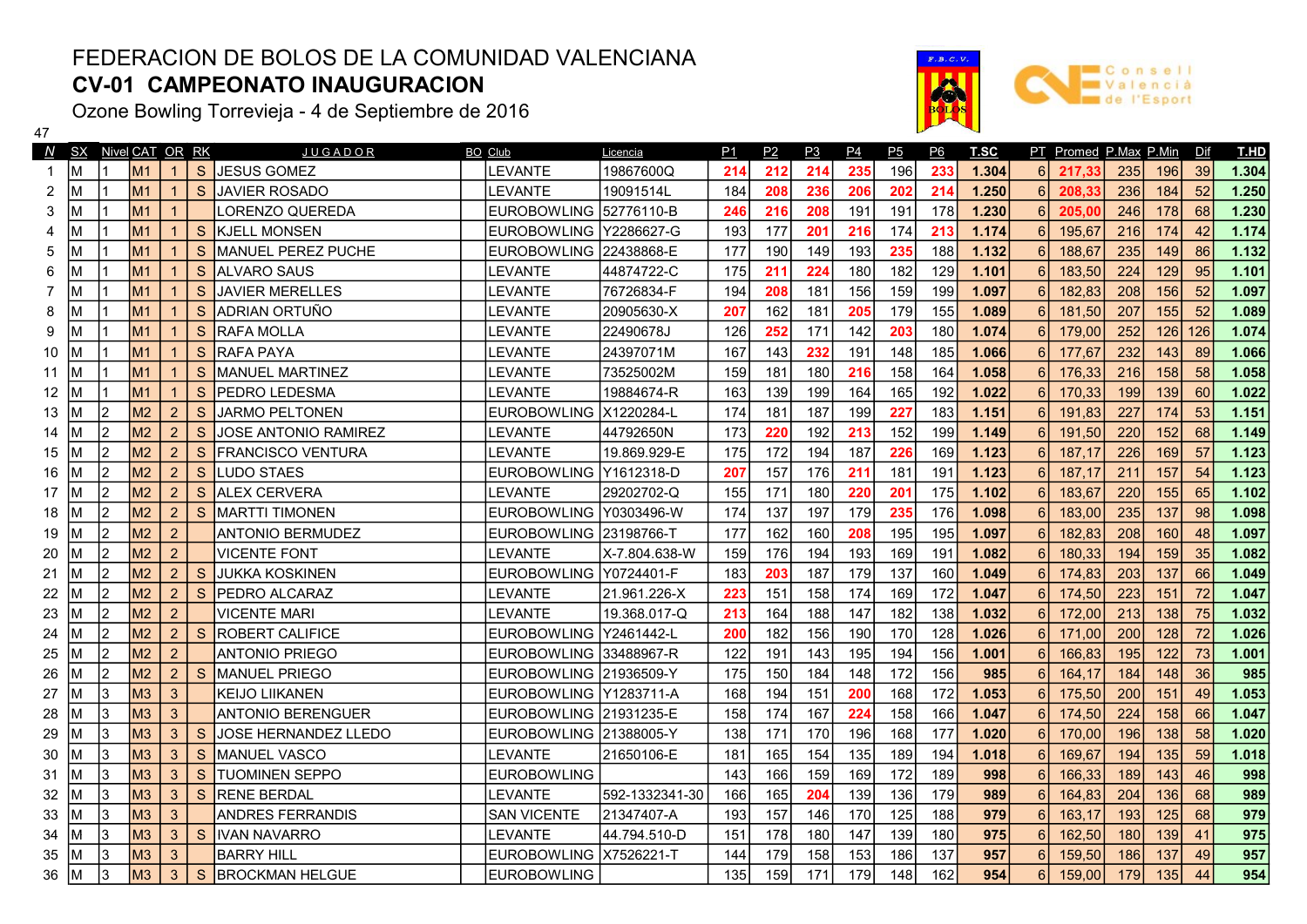# FEDERACION DE BOLOS DE LA COMUNIDAD VALENCIANA

## CV-01 CAMPEONATO INAUGURACION

Ozone Bowling Torrevieja - 4 de Septiembre de 2016

47

| N | SX | Nivel | CAT | OR | RK | JUGADOR | BO | Club | Licencia | P1 | P2 | P3 | P4 | P5 | P6 | T.SC | PT | Promed | P.Max | P.Min | Dif | T.HD |
|---|---|---|---|---|---|---|---|---|---|---|---|---|---|---|---|---|---|---|---|---|---|---|
| 1 | M | 1 | M1 | 1 | S | JESUS GOMEZ | | LEVANTE | 19867600Q | 214 | 212 | 214 | 235 | 196 | 233 | 1.304 | 6 | 217,33 | 235 | 196 | 39 | 1.304 |
| 2 | M | 1 | M1 | 1 | S | JAVIER ROSADO | | LEVANTE | 19091514L | 184 | 208 | 236 | 206 | 202 | 214 | 1.250 | 6 | 208,33 | 236 | 184 | 52 | 1.250 |
| 3 | M | 1 | M1 | 1 | | LORENZO QUEREDA | | EUROBOWLING | 52776110-B | 246 | 216 | 208 | 191 | 191 | 178 | 1.230 | 6 | 205,00 | 246 | 178 | 68 | 1.230 |
| 4 | M | 1 | M1 | 1 | S | KJELL MONSEN | | EUROBOWLING | Y2286627-G | 193 | 177 | 201 | 216 | 174 | 213 | 1.174 | 6 | 195,67 | 216 | 174 | 42 | 1.174 |
| 5 | M | 1 | M1 | 1 | S | MANUEL PEREZ PUCHE | | EUROBOWLING | 22438868-E | 177 | 190 | 149 | 193 | 235 | 188 | 1.132 | 6 | 188,67 | 235 | 149 | 86 | 1.132 |
| 6 | M | 1 | M1 | 1 | S | ALVARO SAUS | | LEVANTE | 44874722-C | 175 | 211 | 224 | 180 | 182 | 129 | 1.101 | 6 | 183,50 | 224 | 129 | 95 | 1.101 |
| 7 | M | 1 | M1 | 1 | S | JAVIER MERELLES | | LEVANTE | 76726834-F | 194 | 208 | 181 | 156 | 159 | 199 | 1.097 | 6 | 182,83 | 208 | 156 | 52 | 1.097 |
| 8 | M | 1 | M1 | 1 | S | ADRIAN ORTUÑO | | LEVANTE | 20905630-X | 207 | 162 | 181 | 205 | 179 | 155 | 1.089 | 6 | 181,50 | 207 | 155 | 52 | 1.089 |
| 9 | M | 1 | M1 | 1 | S | RAFA MOLLA | | LEVANTE | 22490678J | 126 | 252 | 171 | 142 | 203 | 180 | 1.074 | 6 | 179,00 | 252 | 126 | 126 | 1.074 |
| 10 | M | 1 | M1 | 1 | S | RAFA PAYA | | LEVANTE | 24397071M | 167 | 143 | 232 | 191 | 148 | 185 | 1.066 | 6 | 177,67 | 232 | 143 | 89 | 1.066 |
| 11 | M | 1 | M1 | 1 | S | MANUEL MARTINEZ | | LEVANTE | 73525002M | 159 | 181 | 180 | 216 | 158 | 164 | 1.058 | 6 | 176,33 | 216 | 158 | 58 | 1.058 |
| 12 | M | 1 | M1 | 1 | S | PEDRO LEDESMA | | LEVANTE | 19884674-R | 163 | 139 | 199 | 164 | 165 | 192 | 1.022 | 6 | 170,33 | 199 | 139 | 60 | 1.022 |
| 13 | M | 2 | M2 | 2 | S | JARMO PELTONEN | | EUROBOWLING | X1220284-L | 174 | 181 | 187 | 199 | 227 | 183 | 1.151 | 6 | 191,83 | 227 | 174 | 53 | 1.151 |
| 14 | M | 2 | M2 | 2 | S | JOSE ANTONIO RAMIREZ | | LEVANTE | 44792650N | 173 | 220 | 192 | 213 | 152 | 199 | 1.149 | 6 | 191,50 | 220 | 152 | 68 | 1.149 |
| 15 | M | 2 | M2 | 2 | S | FRANCISCO VENTURA | | LEVANTE | 19.869.929-E | 175 | 172 | 194 | 187 | 226 | 169 | 1.123 | 6 | 187,17 | 226 | 169 | 57 | 1.123 |
| 16 | M | 2 | M2 | 2 | S | LUDO STAES | | EUROBOWLING | Y1612318-D | 207 | 157 | 176 | 211 | 181 | 191 | 1.123 | 6 | 187,17 | 211 | 157 | 54 | 1.123 |
| 17 | M | 2 | M2 | 2 | S | ALEX CERVERA | | LEVANTE | 29202702-Q | 155 | 171 | 180 | 220 | 201 | 175 | 1.102 | 6 | 183,67 | 220 | 155 | 65 | 1.102 |
| 18 | M | 2 | M2 | 2 | S | MARTTI TIMONEN | | EUROBOWLING | Y0303496-W | 174 | 137 | 197 | 179 | 235 | 176 | 1.098 | 6 | 183,00 | 235 | 137 | 98 | 1.098 |
| 19 | M | 2 | M2 | 2 | | ANTONIO BERMUDEZ | | EUROBOWLING | 23198766-T | 177 | 162 | 160 | 208 | 195 | 195 | 1.097 | 6 | 182,83 | 208 | 160 | 48 | 1.097 |
| 20 | M | 2 | M2 | 2 | | VICENTE FONT | | LEVANTE | X-7.804.638-W | 159 | 176 | 194 | 193 | 169 | 191 | 1.082 | 6 | 180,33 | 194 | 159 | 35 | 1.082 |
| 21 | M | 2 | M2 | 2 | S | JUKKA KOSKINEN | | EUROBOWLING | Y0724401-F | 183 | 203 | 187 | 179 | 137 | 160 | 1.049 | 6 | 174,83 | 203 | 137 | 66 | 1.049 |
| 22 | M | 2 | M2 | 2 | S | PEDRO ALCARAZ | | LEVANTE | 21.961.226-X | 223 | 151 | 158 | 174 | 169 | 172 | 1.047 | 6 | 174,50 | 223 | 151 | 72 | 1.047 |
| 23 | M | 2 | M2 | 2 | | VICENTE MARI | | LEVANTE | 19.368.017-Q | 213 | 164 | 188 | 147 | 182 | 138 | 1.032 | 6 | 172,00 | 213 | 138 | 75 | 1.032 |
| 24 | M | 2 | M2 | 2 | S | ROBERT CALIFICE | | EUROBOWLING | Y2461442-L | 200 | 182 | 156 | 190 | 170 | 128 | 1.026 | 6 | 171,00 | 200 | 128 | 72 | 1.026 |
| 25 | M | 2 | M2 | 2 | | ANTONIO PRIEGO | | EUROBOWLING | 33488967-R | 122 | 191 | 143 | 195 | 194 | 156 | 1.001 | 6 | 166,83 | 195 | 122 | 73 | 1.001 |
| 26 | M | 2 | M2 | 2 | S | MANUEL PRIEGO | | EUROBOWLING | 21936509-Y | 175 | 150 | 184 | 148 | 172 | 156 | 985 | 6 | 164,17 | 184 | 148 | 36 | 985 |
| 27 | M | 3 | M3 | 3 | | KEIJO LIIKANEN | | EUROBOWLING | Y1283711-A | 168 | 194 | 151 | 200 | 168 | 172 | 1.053 | 6 | 175,50 | 200 | 151 | 49 | 1.053 |
| 28 | M | 3 | M3 | 3 | | ANTONIO BERENGUER | | EUROBOWLING | 21931235-E | 158 | 174 | 167 | 224 | 158 | 166 | 1.047 | 6 | 174,50 | 224 | 158 | 66 | 1.047 |
| 29 | M | 3 | M3 | 3 | S | JOSE HERNANDEZ LLEDO | | EUROBOWLING | 21388005-Y | 138 | 171 | 170 | 196 | 168 | 177 | 1.020 | 6 | 170,00 | 196 | 138 | 58 | 1.020 |
| 30 | M | 3 | M3 | 3 | S | MANUEL VASCO | | LEVANTE | 21650106-E | 181 | 165 | 154 | 135 | 189 | 194 | 1.018 | 6 | 169,67 | 194 | 135 | 59 | 1.018 |
| 31 | M | 3 | M3 | 3 | S | TUOMINEN SEPPO | | EUROBOWLING | | 143 | 166 | 159 | 169 | 172 | 189 | 998 | 6 | 166,33 | 189 | 143 | 46 | 998 |
| 32 | M | 3 | M3 | 3 | S | RENE BERDAL | | LEVANTE | 592-1332341-30 | 166 | 165 | 204 | 139 | 136 | 179 | 989 | 6 | 164,83 | 204 | 136 | 68 | 989 |
| 33 | M | 3 | M3 | 3 | | ANDRES FERRANDIS | | SAN VICENTE | 21347407-A | 193 | 157 | 146 | 170 | 125 | 188 | 979 | 6 | 163,17 | 193 | 125 | 68 | 979 |
| 34 | M | 3 | M3 | 3 | S | IVAN NAVARRO | | LEVANTE | 44.794.510-D | 151 | 178 | 180 | 147 | 139 | 180 | 975 | 6 | 162,50 | 180 | 139 | 41 | 975 |
| 35 | M | 3 | M3 | 3 | | BARRY HILL | | EUROBOWLING | X7526221-T | 144 | 179 | 158 | 153 | 186 | 137 | 957 | 6 | 159,50 | 186 | 137 | 49 | 957 |
| 36 | M | 3 | M3 | 3 | S | BROCKMAN HELGUE | | EUROBOWLING | | 135 | 159 | 171 | 179 | 148 | 162 | 954 | 6 | 159,00 | 179 | 135 | 44 | 954 |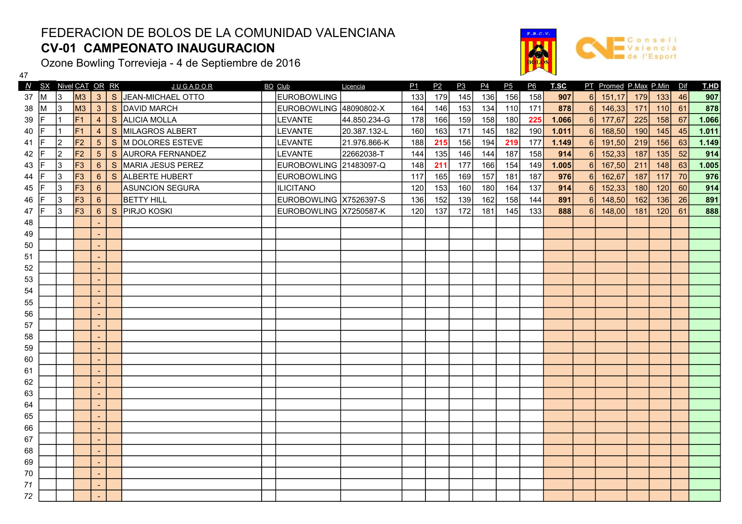# FEDERACION DE BOLOS DE LA COMUNIDAD VALENCIANA

## CV-01 CAMPEONATO INAUGURACION

Ozone Bowling Torrevieja - 4 de Septiembre de 2016

47

| N | SX | Nivel | CAT | OR | RK | JUGADOR | BO | Club | Licencia | P1 | P2 | P3 | P4 | P5 | P6 | T.SC | PT | Promed | P.Max | P.Min | Dif | T.HD |
|---|---|---|---|---|---|---|---|---|---|---|---|---|---|---|---|---|---|---|---|---|---|---|
| 37 | M | 3 | M3 | 3 | S | JEAN-MICHAEL OTTO | | EUROBOWLING | | 133 | 179 | 145 | 136 | 156 | 158 | 907 | 6 | 151,17 | 179 | 133 | 46 | 907 |
| 38 | M | 3 | M3 | 3 | S | DAVID MARCH | | EUROBOWLING | 48090802-X | 164 | 146 | 153 | 134 | 110 | 171 | 878 | 6 | 146,33 | 171 | 110 | 61 | 878 |
| 39 | F | 1 | F1 | 4 | S | ALICIA MOLLA | | LEVANTE | 44.850.234-G | 178 | 166 | 159 | 158 | 180 | 225 | 1.066 | 6 | 177,67 | 225 | 158 | 67 | 1.066 |
| 40 | F | 1 | F1 | 4 | S | MILAGROS ALBERT | | LEVANTE | 20.387.132-L | 160 | 163 | 171 | 145 | 182 | 190 | 1.011 | 6 | 168,50 | 190 | 145 | 45 | 1.011 |
| 41 | F | 2 | F2 | 5 | S | M DOLORES ESTEVE | | LEVANTE | 21.976.866-K | 188 | 215 | 156 | 194 | 219 | 177 | 1.149 | 6 | 191,50 | 219 | 156 | 63 | 1.149 |
| 42 | F | 2 | F2 | 5 | S | AURORA FERNANDEZ | | LEVANTE | 22662038-T | 144 | 135 | 146 | 144 | 187 | 158 | 914 | 6 | 152,33 | 187 | 135 | 52 | 914 |
| 43 | F | 3 | F3 | 6 | S | MARIA JESUS PEREZ | | EUROBOWLING | 21483097-Q | 148 | 211 | 177 | 166 | 154 | 149 | 1.005 | 6 | 167,50 | 211 | 148 | 63 | 1.005 |
| 44 | F | 3 | F3 | 6 | S | ALBERTE HUBERT | | EUROBOWLING | | 117 | 165 | 169 | 157 | 181 | 187 | 976 | 6 | 162,67 | 187 | 117 | 70 | 976 |
| 45 | F | 3 | F3 | 6 | | ASUNCION SEGURA | | ILICITANO | | 120 | 153 | 160 | 180 | 164 | 137 | 914 | 6 | 152,33 | 180 | 120 | 60 | 914 |
| 46 | F | 3 | F3 | 6 | | BETTY HILL | | EUROBOWLING | X7526397-S | 136 | 152 | 139 | 162 | 158 | 144 | 891 | 6 | 148,50 | 162 | 136 | 26 | 891 |
| 47 | F | 3 | F3 | 6 | S | PIRJO KOSKI | | EUROBOWLING | X7250587-K | 120 | 137 | 172 | 181 | 145 | 133 | 888 | 6 | 148,00 | 181 | 120 | 61 | 888 |
| 48 | | | | - | | | | | | | | | | | | | | | | | | |
| 49 | | | | - | | | | | | | | | | | | | | | | | | |
| 50 | | | | - | | | | | | | | | | | | | | | | | | |
| 51 | | | | - | | | | | | | | | | | | | | | | | | |
| 52 | | | | - | | | | | | | | | | | | | | | | | | |
| 53 | | | | - | | | | | | | | | | | | | | | | | | |
| 54 | | | | - | | | | | | | | | | | | | | | | | | |
| 55 | | | | - | | | | | | | | | | | | | | | | | | |
| 56 | | | | - | | | | | | | | | | | | | | | | | | |
| 57 | | | | - | | | | | | | | | | | | | | | | | | |
| 58 | | | | - | | | | | | | | | | | | | | | | | | |
| 59 | | | | - | | | | | | | | | | | | | | | | | | |
| 60 | | | | - | | | | | | | | | | | | | | | | | | |
| 61 | | | | - | | | | | | | | | | | | | | | | | | |
| 62 | | | | - | | | | | | | | | | | | | | | | | | |
| 63 | | | | - | | | | | | | | | | | | | | | | | | |
| 64 | | | | - | | | | | | | | | | | | | | | | | | |
| 65 | | | | - | | | | | | | | | | | | | | | | | | |
| 66 | | | | - | | | | | | | | | | | | | | | | | | |
| 67 | | | | - | | | | | | | | | | | | | | | | | | |
| 68 | | | | - | | | | | | | | | | | | | | | | | | |
| 69 | | | | - | | | | | | | | | | | | | | | | | | |
| 70 | | | | - | | | | | | | | | | | | | | | | | | |
| 71 | | | | - | | | | | | | | | | | | | | | | | | |
| 72 | | | | - | | | | | | | | | | | | | | | | | | |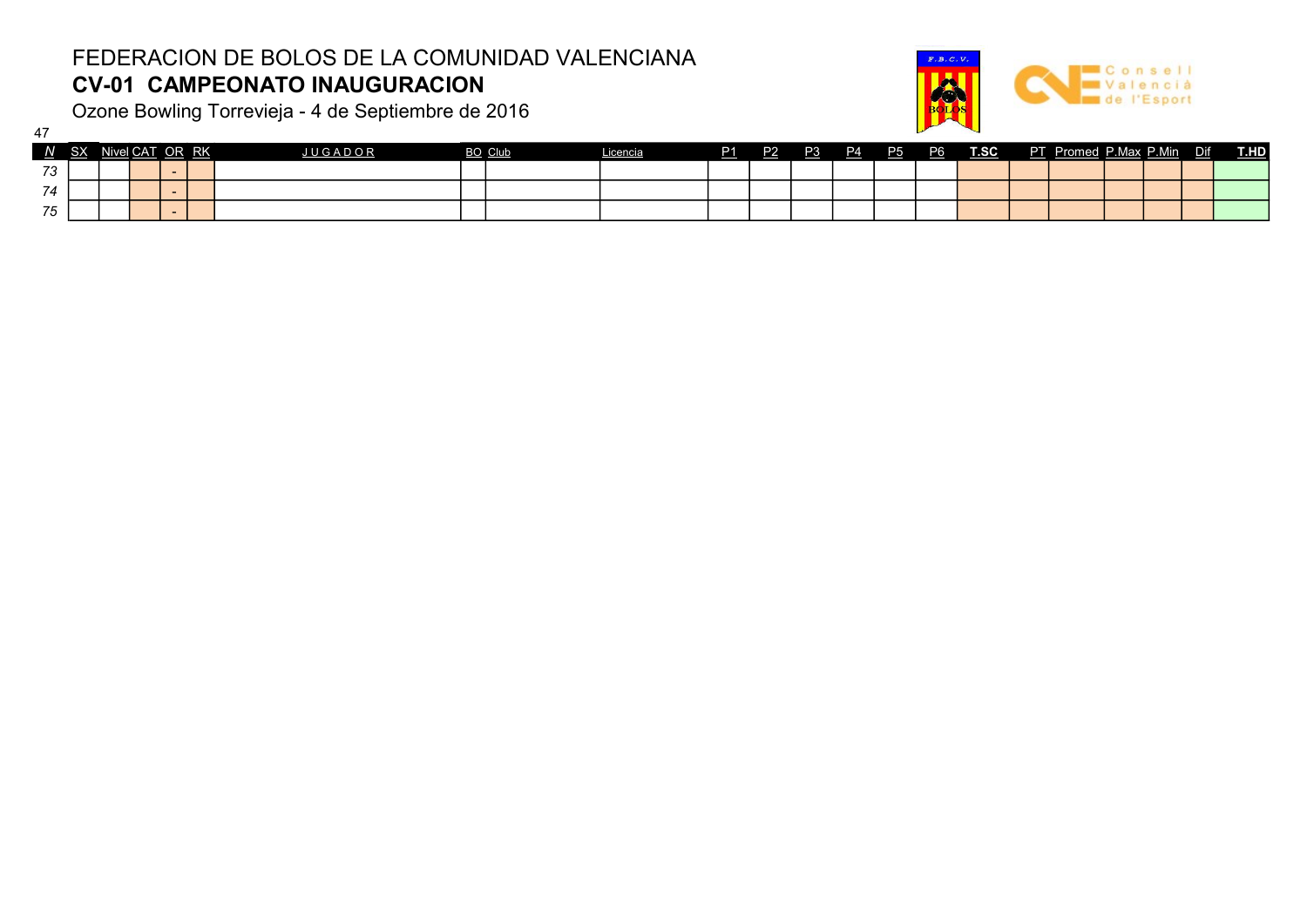FEDERACION DE BOLOS DE LA COMUNIDAD VALENCIANA

**CV-01 CAMPEONATO INAUGURACION**

Ozone Bowling Torrevieja - 4 de Septiembre de 2016

47

| N | SX | Nivel | CAT | OR | RK | JUGADOR | BO | Club | Licencia | P1 | P2 | P3 | P4 | P5 | P6 | T.SC | PT | Promed | P.Max | P.Min | Dif | T.HD |
|---|---|---|---|---|---|---|---|---|---|---|---|---|---|---|---|---|---|---|---|---|---|---|
| 73 | | | | - | | | | | | | | | | | | | | | | | | |
| 74 | | | | - | | | | | | | | | | | | | | | | | | |
| 75 | | | | - | | | | | | | | | | | | | | | | | | |